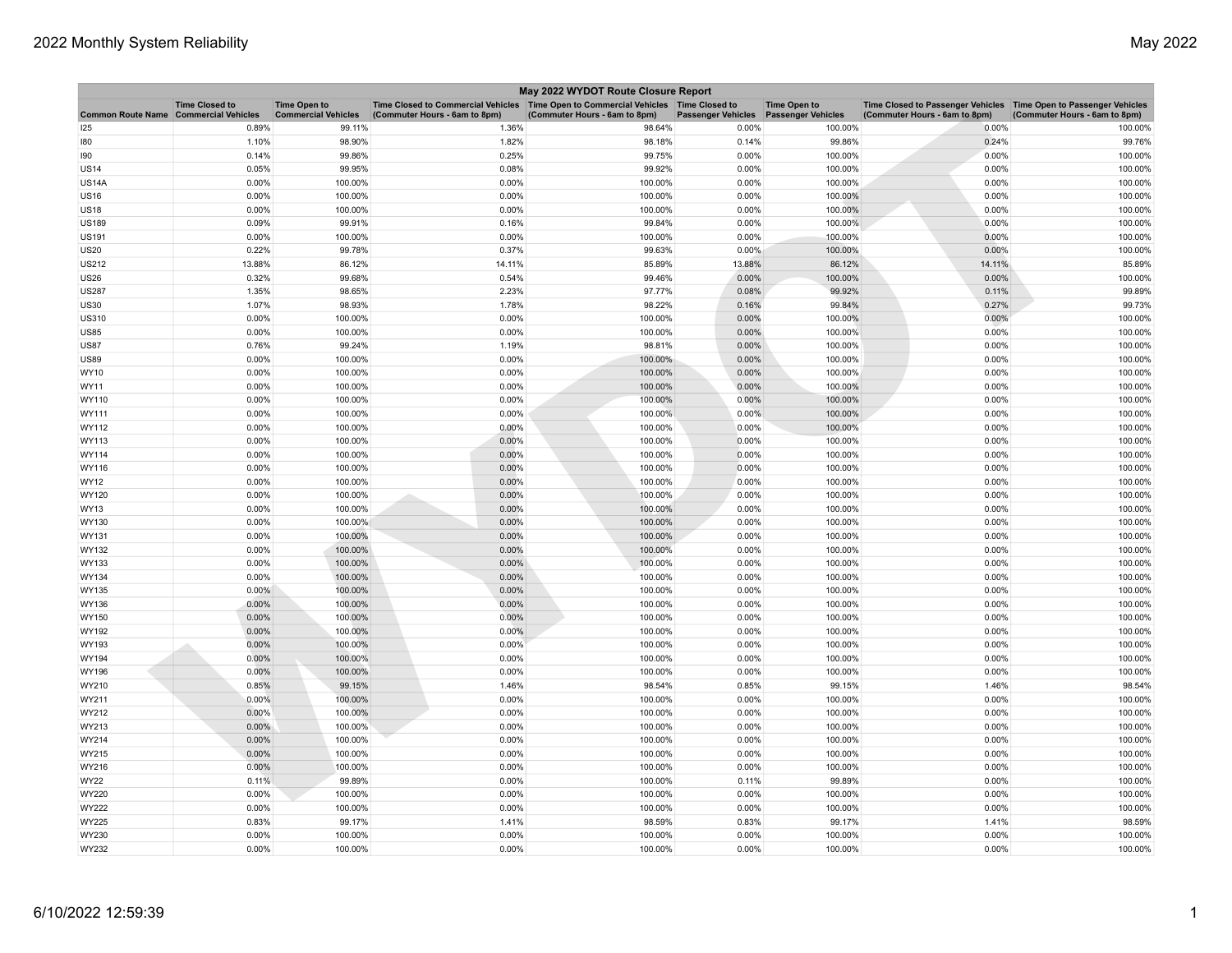# May 2022 WYDOT Route Closure Report

| Common Route Name | Time Closed to Commercial Vehicles | Time Open to Commercial Vehicles | Time Closed to Commercial Vehicles (Commuter Hours - 6am to 8pm) | Time Open to Commercial Vehicles (Commuter Hours - 6am to 8pm) | Time Closed to Passenger Vehicles | Time Open to Passenger Vehicles | Time Closed to Passenger Vehicles (Commuter Hours - 6am to 8pm) | Time Open to Passenger Vehicles (Commuter Hours - 6am to 8pm) |
|---|---|---|---|---|---|---|---|---|
| I25 | 0.89% | 99.11% | 1.36% | 98.64% | 0.00% | 100.00% | 0.00% | 100.00% |
| I80 | 1.10% | 98.90% | 1.82% | 98.18% | 0.14% | 99.86% | 0.24% | 99.76% |
| I90 | 0.14% | 99.86% | 0.25% | 99.75% | 0.00% | 100.00% | 0.00% | 100.00% |
| US14 | 0.05% | 99.95% | 0.08% | 99.92% | 0.00% | 100.00% | 0.00% | 100.00% |
| US14A | 0.00% | 100.00% | 0.00% | 100.00% | 0.00% | 100.00% | 0.00% | 100.00% |
| US16 | 0.00% | 100.00% | 0.00% | 100.00% | 0.00% | 100.00% | 0.00% | 100.00% |
| US18 | 0.00% | 100.00% | 0.00% | 100.00% | 0.00% | 100.00% | 0.00% | 100.00% |
| US189 | 0.09% | 99.91% | 0.16% | 99.84% | 0.00% | 100.00% | 0.00% | 100.00% |
| US191 | 0.00% | 100.00% | 0.00% | 100.00% | 0.00% | 100.00% | 0.00% | 100.00% |
| US20 | 0.22% | 99.78% | 0.37% | 99.63% | 0.00% | 100.00% | 0.00% | 100.00% |
| US212 | 13.88% | 86.12% | 14.11% | 85.89% | 13.88% | 86.12% | 14.11% | 85.89% |
| US26 | 0.32% | 99.68% | 0.54% | 99.46% | 0.00% | 100.00% | 0.00% | 100.00% |
| US287 | 1.35% | 98.65% | 2.23% | 97.77% | 0.08% | 99.92% | 0.11% | 99.89% |
| US30 | 1.07% | 98.93% | 1.78% | 98.22% | 0.16% | 99.84% | 0.27% | 99.73% |
| US310 | 0.00% | 100.00% | 0.00% | 100.00% | 0.00% | 100.00% | 0.00% | 100.00% |
| US85 | 0.00% | 100.00% | 0.00% | 100.00% | 0.00% | 100.00% | 0.00% | 100.00% |
| US87 | 0.76% | 99.24% | 1.19% | 98.81% | 0.00% | 100.00% | 0.00% | 100.00% |
| US89 | 0.00% | 100.00% | 0.00% | 100.00% | 0.00% | 100.00% | 0.00% | 100.00% |
| WY10 | 0.00% | 100.00% | 0.00% | 100.00% | 0.00% | 100.00% | 0.00% | 100.00% |
| WY11 | 0.00% | 100.00% | 0.00% | 100.00% | 0.00% | 100.00% | 0.00% | 100.00% |
| WY110 | 0.00% | 100.00% | 0.00% | 100.00% | 0.00% | 100.00% | 0.00% | 100.00% |
| WY111 | 0.00% | 100.00% | 0.00% | 100.00% | 0.00% | 100.00% | 0.00% | 100.00% |
| WY112 | 0.00% | 100.00% | 0.00% | 100.00% | 0.00% | 100.00% | 0.00% | 100.00% |
| WY113 | 0.00% | 100.00% | 0.00% | 100.00% | 0.00% | 100.00% | 0.00% | 100.00% |
| WY114 | 0.00% | 100.00% | 0.00% | 100.00% | 0.00% | 100.00% | 0.00% | 100.00% |
| WY116 | 0.00% | 100.00% | 0.00% | 100.00% | 0.00% | 100.00% | 0.00% | 100.00% |
| WY12 | 0.00% | 100.00% | 0.00% | 100.00% | 0.00% | 100.00% | 0.00% | 100.00% |
| WY120 | 0.00% | 100.00% | 0.00% | 100.00% | 0.00% | 100.00% | 0.00% | 100.00% |
| WY13 | 0.00% | 100.00% | 0.00% | 100.00% | 0.00% | 100.00% | 0.00% | 100.00% |
| WY130 | 0.00% | 100.00% | 0.00% | 100.00% | 0.00% | 100.00% | 0.00% | 100.00% |
| WY131 | 0.00% | 100.00% | 0.00% | 100.00% | 0.00% | 100.00% | 0.00% | 100.00% |
| WY132 | 0.00% | 100.00% | 0.00% | 100.00% | 0.00% | 100.00% | 0.00% | 100.00% |
| WY133 | 0.00% | 100.00% | 0.00% | 100.00% | 0.00% | 100.00% | 0.00% | 100.00% |
| WY134 | 0.00% | 100.00% | 0.00% | 100.00% | 0.00% | 100.00% | 0.00% | 100.00% |
| WY135 | 0.00% | 100.00% | 0.00% | 100.00% | 0.00% | 100.00% | 0.00% | 100.00% |
| WY136 | 0.00% | 100.00% | 0.00% | 100.00% | 0.00% | 100.00% | 0.00% | 100.00% |
| WY150 | 0.00% | 100.00% | 0.00% | 100.00% | 0.00% | 100.00% | 0.00% | 100.00% |
| WY192 | 0.00% | 100.00% | 0.00% | 100.00% | 0.00% | 100.00% | 0.00% | 100.00% |
| WY193 | 0.00% | 100.00% | 0.00% | 100.00% | 0.00% | 100.00% | 0.00% | 100.00% |
| WY194 | 0.00% | 100.00% | 0.00% | 100.00% | 0.00% | 100.00% | 0.00% | 100.00% |
| WY196 | 0.00% | 100.00% | 0.00% | 100.00% | 0.00% | 100.00% | 0.00% | 100.00% |
| WY210 | 0.85% | 99.15% | 1.46% | 98.54% | 0.85% | 99.15% | 1.46% | 98.54% |
| WY211 | 0.00% | 100.00% | 0.00% | 100.00% | 0.00% | 100.00% | 0.00% | 100.00% |
| WY212 | 0.00% | 100.00% | 0.00% | 100.00% | 0.00% | 100.00% | 0.00% | 100.00% |
| WY213 | 0.00% | 100.00% | 0.00% | 100.00% | 0.00% | 100.00% | 0.00% | 100.00% |
| WY214 | 0.00% | 100.00% | 0.00% | 100.00% | 0.00% | 100.00% | 0.00% | 100.00% |
| WY215 | 0.00% | 100.00% | 0.00% | 100.00% | 0.00% | 100.00% | 0.00% | 100.00% |
| WY216 | 0.00% | 100.00% | 0.00% | 100.00% | 0.00% | 100.00% | 0.00% | 100.00% |
| WY22 | 0.11% | 99.89% | 0.00% | 100.00% | 0.11% | 99.89% | 0.00% | 100.00% |
| WY220 | 0.00% | 100.00% | 0.00% | 100.00% | 0.00% | 100.00% | 0.00% | 100.00% |
| WY222 | 0.00% | 100.00% | 0.00% | 100.00% | 0.00% | 100.00% | 0.00% | 100.00% |
| WY225 | 0.83% | 99.17% | 1.41% | 98.59% | 0.83% | 99.17% | 1.41% | 98.59% |
| WY230 | 0.00% | 100.00% | 0.00% | 100.00% | 0.00% | 100.00% | 0.00% | 100.00% |
| WY232 | 0.00% | 100.00% | 0.00% | 100.00% | 0.00% | 100.00% | 0.00% | 100.00% |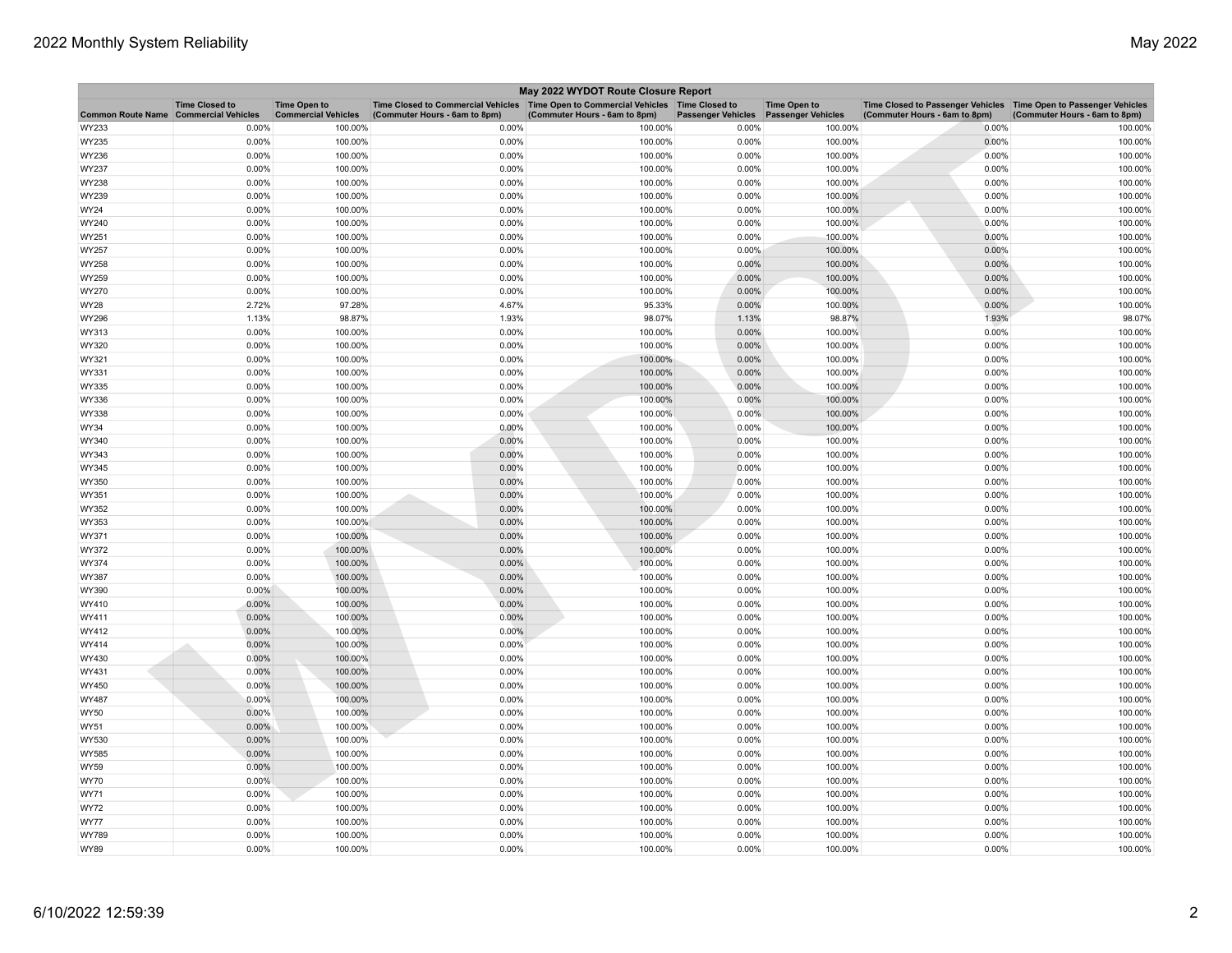| May 2022 WYDOT Route Closure Report | | | | | | | | |
|---|---|---|---|---|---|---|---|---|
| Common Route Name | Time Closed to Commercial Vehicles | Time Open to Commercial Vehicles | Time Closed to Commercial Vehicles (Commuter Hours - 6am to 8pm) | Time Open to Commercial Vehicles (Commuter Hours - 6am to 8pm) | Time Closed to Passenger Vehicles | Time Open to Passenger Vehicles | Time Closed to Passenger Vehicles (Commuter Hours - 6am to 8pm) | Time Open to Passenger Vehicles (Commuter Hours - 6am to 8pm) |
| WY233 | 0.00% | 100.00% | 0.00% | 100.00% | 0.00% | 100.00% | 0.00% | 100.00% |
| WY235 | 0.00% | 100.00% | 0.00% | 100.00% | 0.00% | 100.00% | 0.00% | 100.00% |
| WY236 | 0.00% | 100.00% | 0.00% | 100.00% | 0.00% | 100.00% | 0.00% | 100.00% |
| WY237 | 0.00% | 100.00% | 0.00% | 100.00% | 0.00% | 100.00% | 0.00% | 100.00% |
| WY238 | 0.00% | 100.00% | 0.00% | 100.00% | 0.00% | 100.00% | 0.00% | 100.00% |
| WY239 | 0.00% | 100.00% | 0.00% | 100.00% | 0.00% | 100.00% | 0.00% | 100.00% |
| WY24 | 0.00% | 100.00% | 0.00% | 100.00% | 0.00% | 100.00% | 0.00% | 100.00% |
| WY240 | 0.00% | 100.00% | 0.00% | 100.00% | 0.00% | 100.00% | 0.00% | 100.00% |
| WY251 | 0.00% | 100.00% | 0.00% | 100.00% | 0.00% | 100.00% | 0.00% | 100.00% |
| WY257 | 0.00% | 100.00% | 0.00% | 100.00% | 0.00% | 100.00% | 0.00% | 100.00% |
| WY258 | 0.00% | 100.00% | 0.00% | 100.00% | 0.00% | 100.00% | 0.00% | 100.00% |
| WY259 | 0.00% | 100.00% | 0.00% | 100.00% | 0.00% | 100.00% | 0.00% | 100.00% |
| WY270 | 0.00% | 100.00% | 0.00% | 100.00% | 0.00% | 100.00% | 0.00% | 100.00% |
| WY28 | 2.72% | 97.28% | 4.67% | 95.33% | 0.00% | 100.00% | 0.00% | 100.00% |
| WY296 | 1.13% | 98.87% | 1.93% | 98.07% | 1.13% | 98.87% | 1.93% | 98.07% |
| WY313 | 0.00% | 100.00% | 0.00% | 100.00% | 0.00% | 100.00% | 0.00% | 100.00% |
| WY320 | 0.00% | 100.00% | 0.00% | 100.00% | 0.00% | 100.00% | 0.00% | 100.00% |
| WY321 | 0.00% | 100.00% | 0.00% | 100.00% | 0.00% | 100.00% | 0.00% | 100.00% |
| WY331 | 0.00% | 100.00% | 0.00% | 100.00% | 0.00% | 100.00% | 0.00% | 100.00% |
| WY335 | 0.00% | 100.00% | 0.00% | 100.00% | 0.00% | 100.00% | 0.00% | 100.00% |
| WY336 | 0.00% | 100.00% | 0.00% | 100.00% | 0.00% | 100.00% | 0.00% | 100.00% |
| WY338 | 0.00% | 100.00% | 0.00% | 100.00% | 0.00% | 100.00% | 0.00% | 100.00% |
| WY34 | 0.00% | 100.00% | 0.00% | 100.00% | 0.00% | 100.00% | 0.00% | 100.00% |
| WY340 | 0.00% | 100.00% | 0.00% | 100.00% | 0.00% | 100.00% | 0.00% | 100.00% |
| WY343 | 0.00% | 100.00% | 0.00% | 100.00% | 0.00% | 100.00% | 0.00% | 100.00% |
| WY345 | 0.00% | 100.00% | 0.00% | 100.00% | 0.00% | 100.00% | 0.00% | 100.00% |
| WY350 | 0.00% | 100.00% | 0.00% | 100.00% | 0.00% | 100.00% | 0.00% | 100.00% |
| WY351 | 0.00% | 100.00% | 0.00% | 100.00% | 0.00% | 100.00% | 0.00% | 100.00% |
| WY352 | 0.00% | 100.00% | 0.00% | 100.00% | 0.00% | 100.00% | 0.00% | 100.00% |
| WY353 | 0.00% | 100.00% | 0.00% | 100.00% | 0.00% | 100.00% | 0.00% | 100.00% |
| WY371 | 0.00% | 100.00% | 0.00% | 100.00% | 0.00% | 100.00% | 0.00% | 100.00% |
| WY372 | 0.00% | 100.00% | 0.00% | 100.00% | 0.00% | 100.00% | 0.00% | 100.00% |
| WY374 | 0.00% | 100.00% | 0.00% | 100.00% | 0.00% | 100.00% | 0.00% | 100.00% |
| WY387 | 0.00% | 100.00% | 0.00% | 100.00% | 0.00% | 100.00% | 0.00% | 100.00% |
| WY390 | 0.00% | 100.00% | 0.00% | 100.00% | 0.00% | 100.00% | 0.00% | 100.00% |
| WY410 | 0.00% | 100.00% | 0.00% | 100.00% | 0.00% | 100.00% | 0.00% | 100.00% |
| WY411 | 0.00% | 100.00% | 0.00% | 100.00% | 0.00% | 100.00% | 0.00% | 100.00% |
| WY412 | 0.00% | 100.00% | 0.00% | 100.00% | 0.00% | 100.00% | 0.00% | 100.00% |
| WY414 | 0.00% | 100.00% | 0.00% | 100.00% | 0.00% | 100.00% | 0.00% | 100.00% |
| WY430 | 0.00% | 100.00% | 0.00% | 100.00% | 0.00% | 100.00% | 0.00% | 100.00% |
| WY431 | 0.00% | 100.00% | 0.00% | 100.00% | 0.00% | 100.00% | 0.00% | 100.00% |
| WY450 | 0.00% | 100.00% | 0.00% | 100.00% | 0.00% | 100.00% | 0.00% | 100.00% |
| WY487 | 0.00% | 100.00% | 0.00% | 100.00% | 0.00% | 100.00% | 0.00% | 100.00% |
| WY50 | 0.00% | 100.00% | 0.00% | 100.00% | 0.00% | 100.00% | 0.00% | 100.00% |
| WY51 | 0.00% | 100.00% | 0.00% | 100.00% | 0.00% | 100.00% | 0.00% | 100.00% |
| WY530 | 0.00% | 100.00% | 0.00% | 100.00% | 0.00% | 100.00% | 0.00% | 100.00% |
| WY585 | 0.00% | 100.00% | 0.00% | 100.00% | 0.00% | 100.00% | 0.00% | 100.00% |
| WY59 | 0.00% | 100.00% | 0.00% | 100.00% | 0.00% | 100.00% | 0.00% | 100.00% |
| WY70 | 0.00% | 100.00% | 0.00% | 100.00% | 0.00% | 100.00% | 0.00% | 100.00% |
| WY71 | 0.00% | 100.00% | 0.00% | 100.00% | 0.00% | 100.00% | 0.00% | 100.00% |
| WY72 | 0.00% | 100.00% | 0.00% | 100.00% | 0.00% | 100.00% | 0.00% | 100.00% |
| WY77 | 0.00% | 100.00% | 0.00% | 100.00% | 0.00% | 100.00% | 0.00% | 100.00% |
| WY789 | 0.00% | 100.00% | 0.00% | 100.00% | 0.00% | 100.00% | 0.00% | 100.00% |
| WY89 | 0.00% | 100.00% | 0.00% | 100.00% | 0.00% | 100.00% | 0.00% | 100.00% |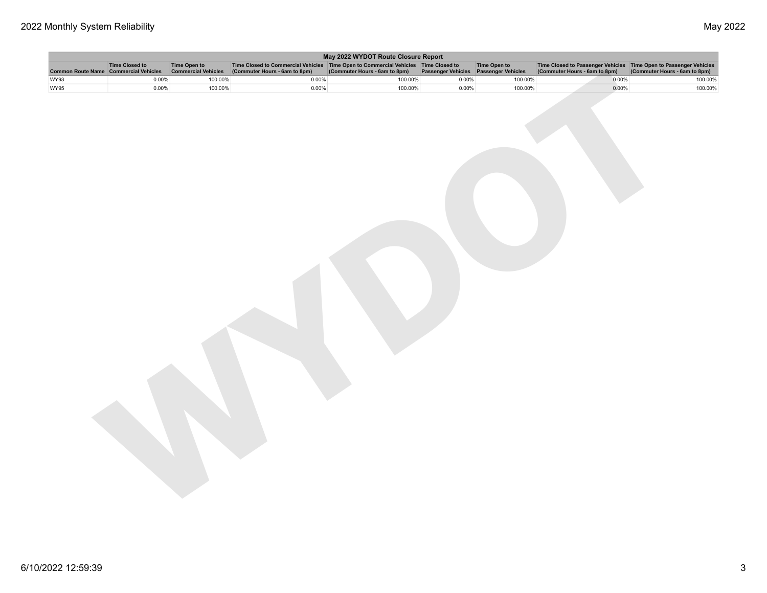| May 2022 WYDOT Route Closure Report | | | | | | | | |
| --- | --- | --- | --- | --- | --- | --- | --- | --- |
| Common Route Name | Time Closed to Commercial Vehicles | Time Open to Commercial Vehicles | Time Closed to Commercial Vehicles (Commuter Hours - 6am to 8pm) | Time Open to Commercial Vehicles (Commuter Hours - 6am to 8pm) | Time Closed to Passenger Vehicles | Time Open to Passenger Vehicles | Time Closed to Passenger Vehicles (Commuter Hours - 6am to 8pm) | Time Open to Passenger Vehicles (Commuter Hours - 6am to 8pm) |
| WY93 | 0.00% | 100.00% | 0.00% | 100.00% | 0.00% | 100.00% | 0.00% | 100.00% |
| WY95 | 0.00% | 100.00% | 0.00% | 100.00% | 0.00% | 100.00% | 0.00% | 100.00% |